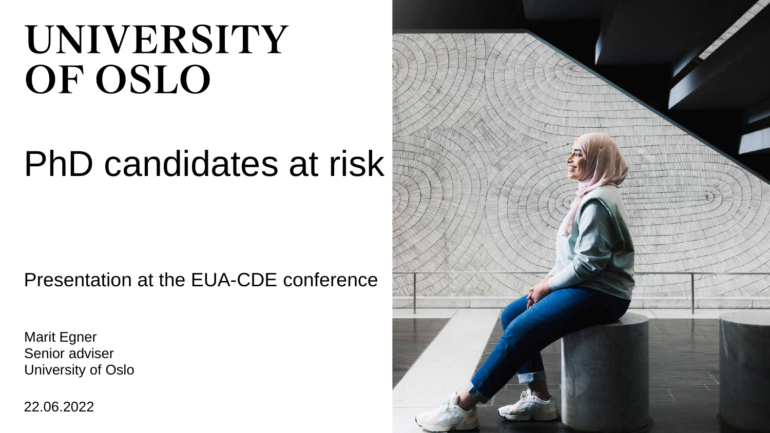# UNIVERSITY OF OSLO

# PhD candidates at risk

Presentation at the EUA-CDE conference

Marit Egner
Senior adviser
University of Oslo

22.06.2022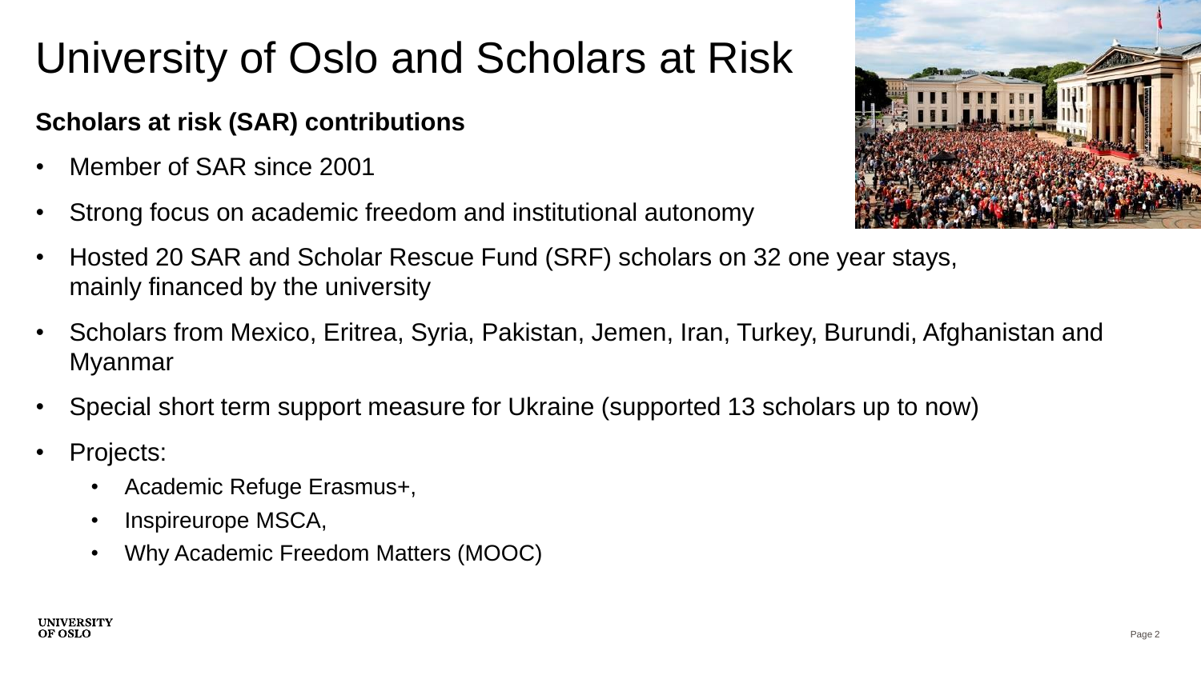# University of Oslo and Scholars at Risk

**Scholars at risk (SAR) contributions**

- Member of SAR since 2001
- Strong focus on academic freedom and institutional autonomy
- Hosted 20 SAR and Scholar Rescue Fund (SRF) scholars on 32 one year stays, mainly financed by the university
- Scholars from Mexico, Eritrea, Syria, Pakistan, Jemen, Iran, Turkey, Burundi, Afghanistan and Myanmar
- Special short term support measure for Ukraine (supported 13 scholars up to now)
- Projects:
  - Academic Refuge Erasmus+,
  - Inspireurope MSCA,
  - Why Academic Freedom Matters (MOOC)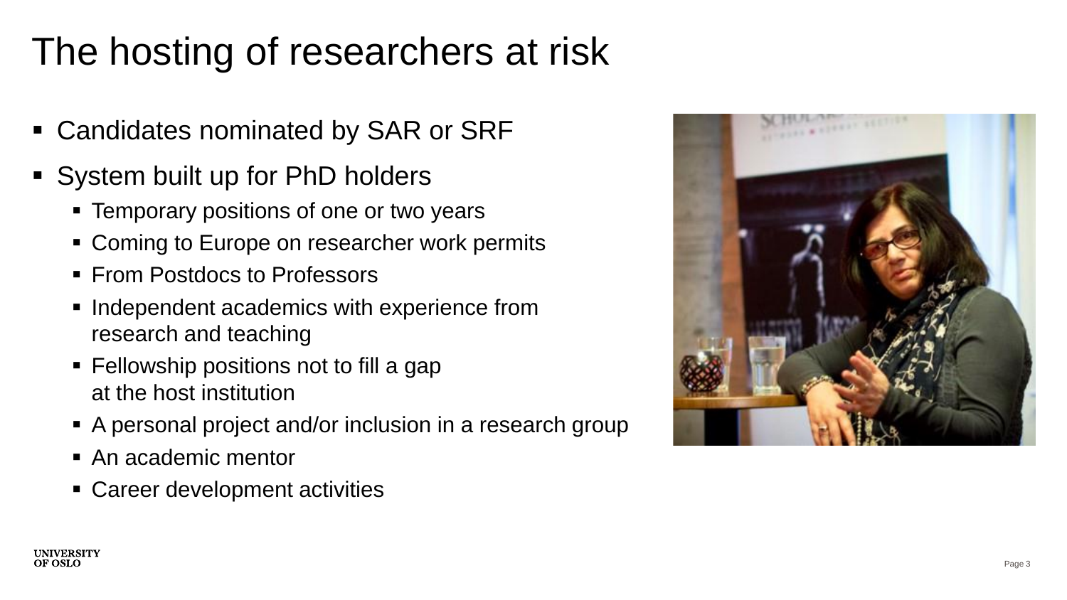# The hosting of researchers at risk

- Candidates nominated by SAR or SRF
- System built up for PhD holders
  - Temporary positions of one or two years
  - Coming to Europe on researcher work permits
  - From Postdocs to Professors
  - Independent academics with experience from research and teaching
  - Fellowship positions not to fill a gap at the host institution
  - A personal project and/or inclusion in a research group
  - An academic mentor
  - Career development activities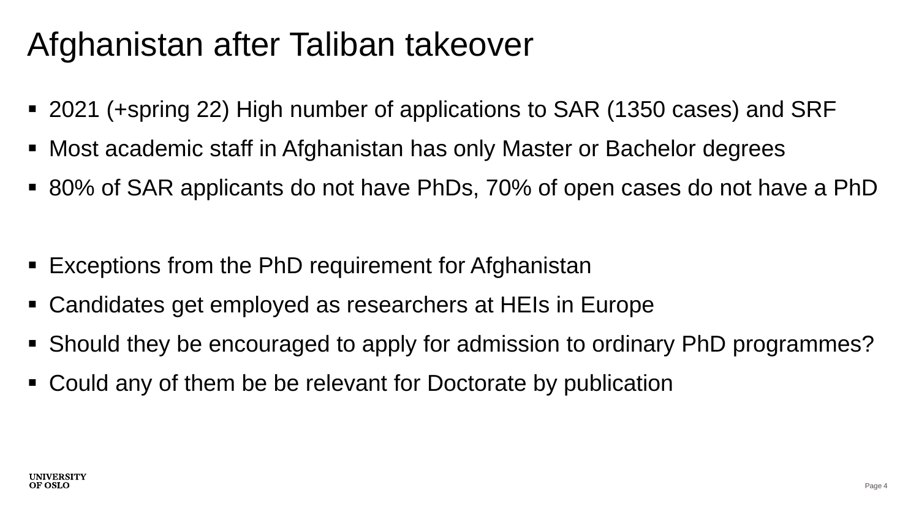# Afghanistan after Taliban takeover

- 2021 (+spring 22) High number of applications to SAR (1350 cases) and SRF
- Most academic staff in Afghanistan has only Master or Bachelor degrees
- 80% of SAR applicants do not have PhDs, 70% of open cases do not have a PhD

- Exceptions from the PhD requirement for Afghanistan
- Candidates get employed as researchers at HEIs in Europe
- Should they be encouraged to apply for admission to ordinary PhD programmes?
- Could any of them be be relevant for Doctorate by publication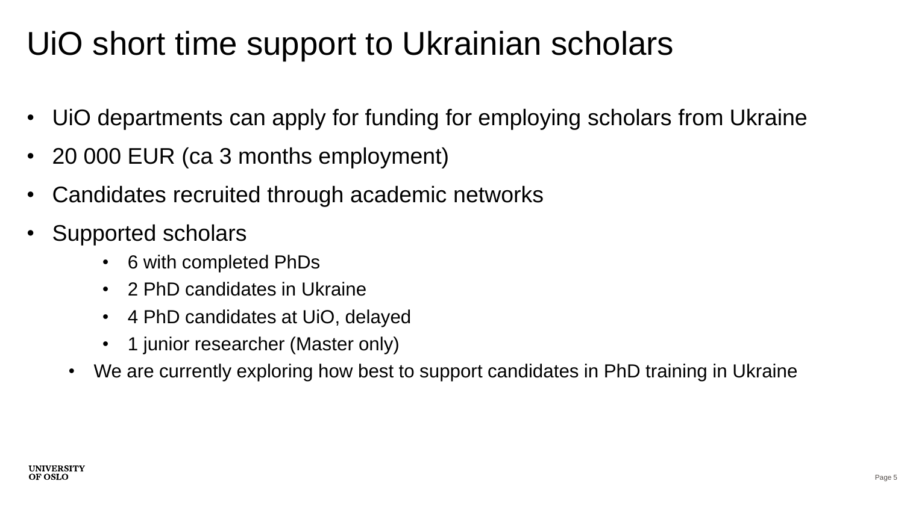# UiO short time support to Ukrainian scholars

- UiO departments can apply for funding for employing scholars from Ukraine
- 20 000 EUR (ca 3 months employment)
- Candidates recruited through academic networks
- Supported scholars
    - 6 with completed PhDs
    - 2 PhD candidates in Ukraine
    - 4 PhD candidates at UiO, delayed
    - 1 junior researcher (Master only)
  - We are currently exploring how best to support candidates in PhD training in Ukraine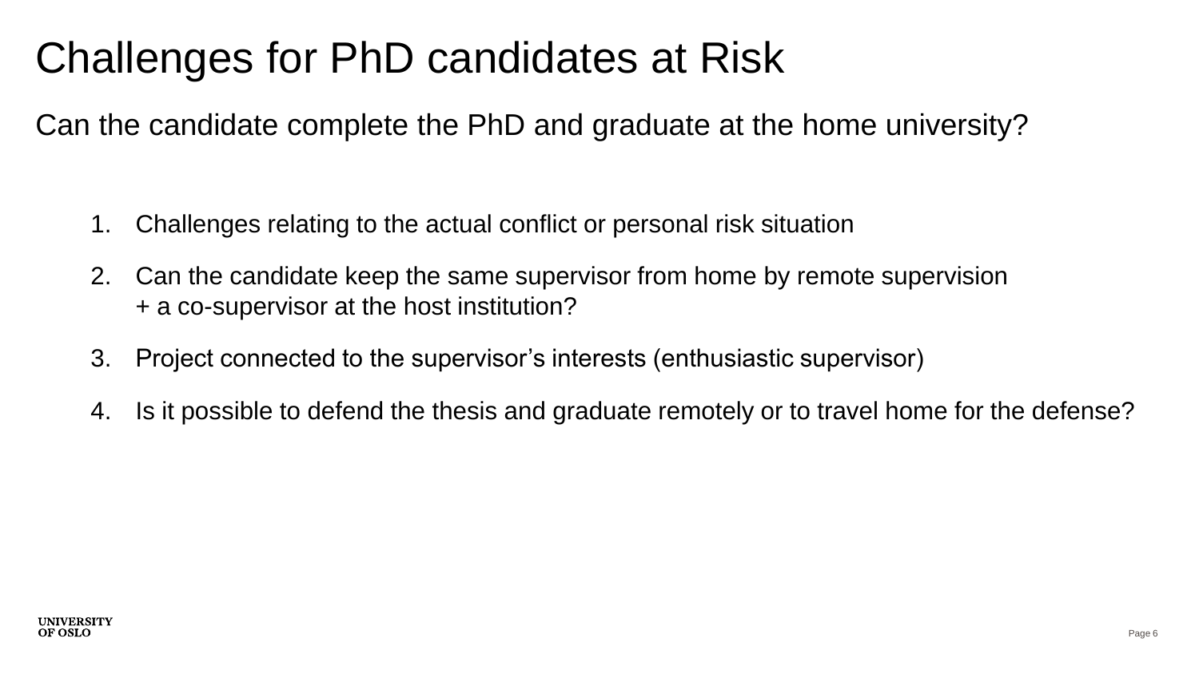# Challenges for PhD candidates at Risk

## Can the candidate complete the PhD and graduate at the home university?

1. Challenges relating to the actual conflict or personal risk situation
2. Can the candidate keep the same supervisor from home by remote supervision + a co-supervisor at the host institution?
3. Project connected to the supervisor's interests (enthusiastic supervisor)
4. Is it possible to defend the thesis and graduate remotely or to travel home for the defense?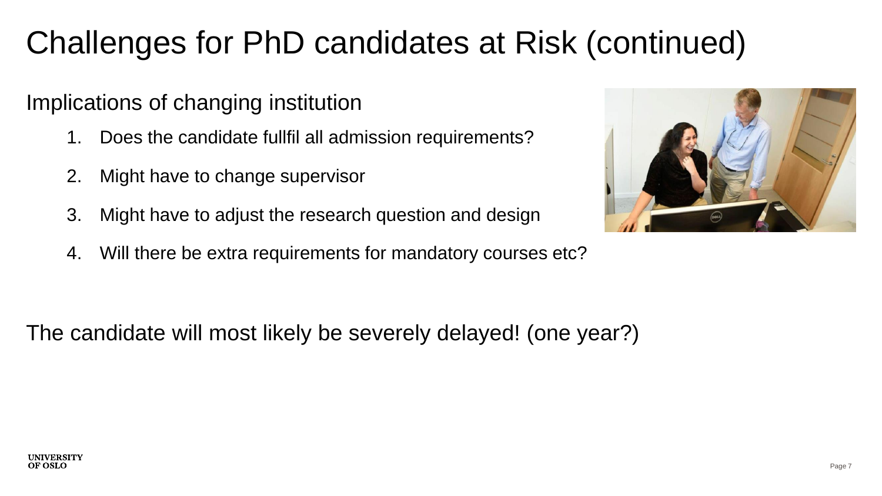# Challenges for PhD candidates at Risk (continued)

Implications of changing institution

1. Does the candidate fullfil all admission requirements?
2. Might have to change supervisor
3. Might have to adjust the research question and design
4. Will there be extra requirements for mandatory courses etc?

The candidate will most likely be severely delayed! (one year?)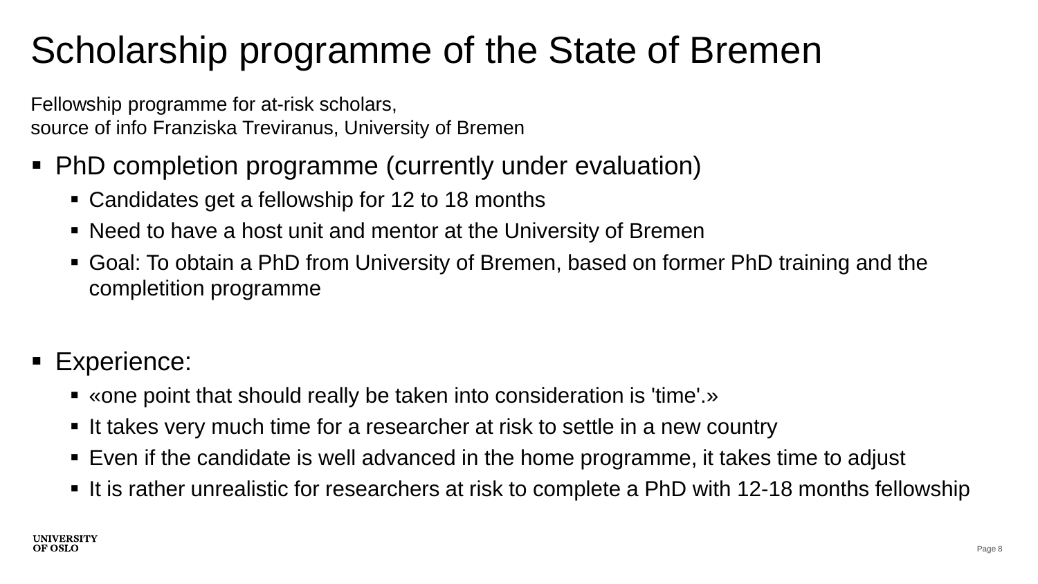# Scholarship programme of the State of Bremen

Fellowship programme for at-risk scholars,
source of info Franziska Treviranus, University of Bremen

- PhD completion programme (currently under evaluation)
  - Candidates get a fellowship for 12 to 18 months
  - Need to have a host unit and mentor at the University of Bremen
  - Goal: To obtain a PhD from University of Bremen, based on former PhD training and the completition programme

- Experience:
  - «one point that should really be taken into consideration is 'time'.»
  - It takes very much time for a researcher at risk to settle in a new country
  - Even if the candidate is well advanced in the home programme, it takes time to adjust
  - It is rather unrealistic for researchers at risk to complete a PhD with 12-18 months fellowship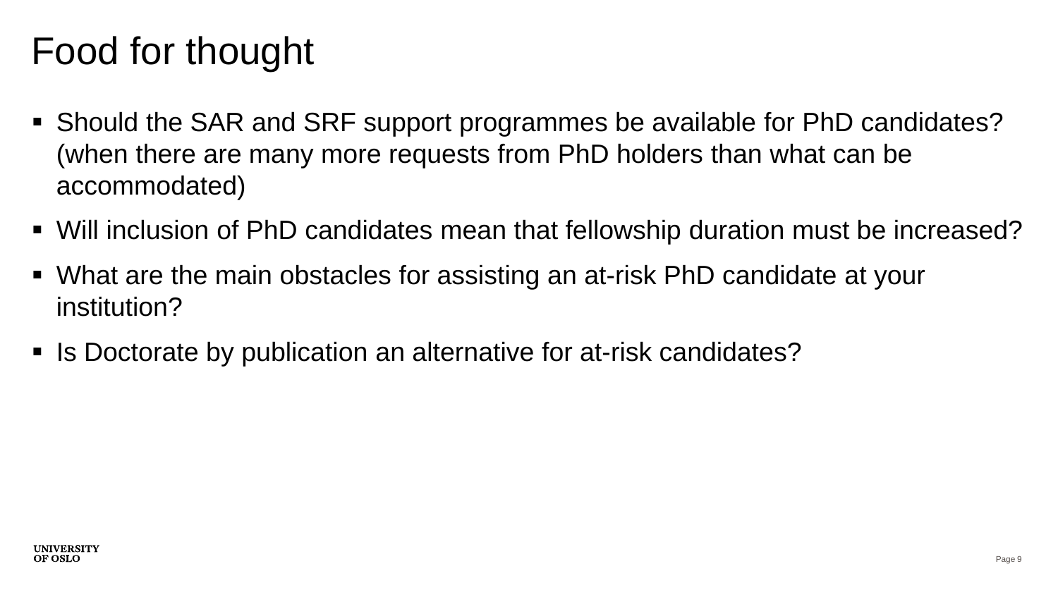# Food for thought

- Should the SAR and SRF support programmes be available for PhD candidates? (when there are many more requests from PhD holders than what can be accommodated)
- Will inclusion of PhD candidates mean that fellowship duration must be increased?
- What are the main obstacles for assisting an at-risk PhD candidate at your institution?
- Is Doctorate by publication an alternative for at-risk candidates?